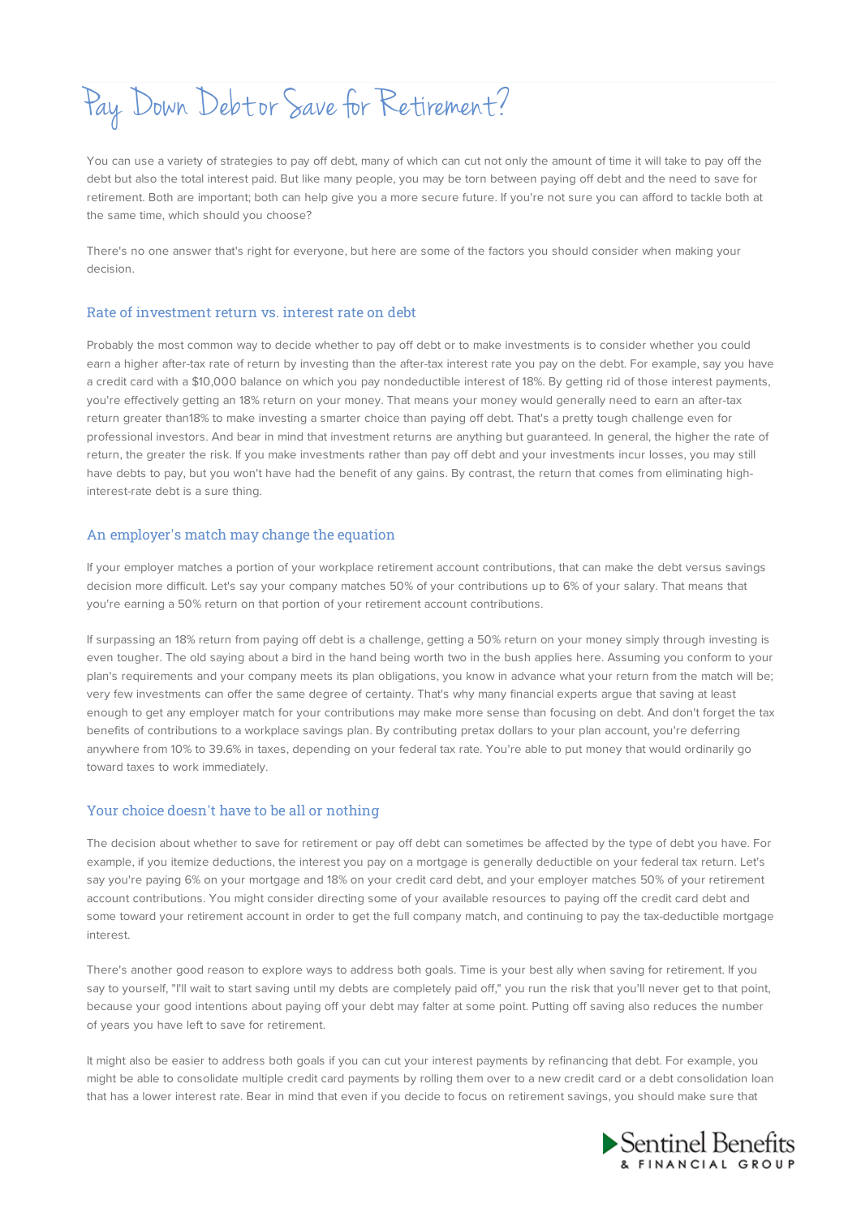# Pay Down Debt or Save for Retirement?

You can use a variety of strategies to pay off debt, many of which can cut not only the amount of time it will take to pay off the debt but also the total interest paid. But like many people, you may be torn between paying off debt and the need to save for retirement. Both are important; both can help give you a more secure future. If you're not sure you can afford to tackle both at the same time, which should you choose?

There's no one answer that's right for everyone, but here are some of the factors you should consider when making your decision.

## Rate of investment return vs. interest rate on debt

Probably the most common way to decide whether to pay off debt or to make investments is to consider whether you could earn a higher after-tax rate of return by investing than the after-tax interest rate you pay on the debt. For example, say you have a credit card with a $10,000 balance on which you pay nondeductible interest of 18%. By getting rid of those interest payments, you're effectively getting an 18% return on your money. That means your money would generally need to earn an after-tax return greater than18% to make investing a smarter choice than paying off debt. That's a pretty tough challenge even for professional investors. And bear in mind that investment returns are anything but guaranteed. In general, the higher the rate of return, the greater the risk. If you make investments rather than pay off debt and your investments incur losses, you may still have debts to pay, but you won't have had the benefit of any gains. By contrast, the return that comes from eliminating high-interest-rate debt is a sure thing.

## An employer's match may change the equation

If your employer matches a portion of your workplace retirement account contributions, that can make the debt versus savings decision more difficult. Let's say your company matches 50% of your contributions up to 6% of your salary. That means that you're earning a 50% return on that portion of your retirement account contributions.

If surpassing an 18% return from paying off debt is a challenge, getting a 50% return on your money simply through investing is even tougher. The old saying about a bird in the hand being worth two in the bush applies here. Assuming you conform to your plan's requirements and your company meets its plan obligations, you know in advance what your return from the match will be; very few investments can offer the same degree of certainty. That's why many financial experts argue that saving at least enough to get any employer match for your contributions may make more sense than focusing on debt. And don't forget the tax benefits of contributions to a workplace savings plan. By contributing pretax dollars to your plan account, you're deferring anywhere from 10% to 39.6% in taxes, depending on your federal tax rate. You're able to put money that would ordinarily go toward taxes to work immediately.

## Your choice doesn't have to be all or nothing

The decision about whether to save for retirement or pay off debt can sometimes be affected by the type of debt you have. For example, if you itemize deductions, the interest you pay on a mortgage is generally deductible on your federal tax return. Let's say you're paying 6% on your mortgage and 18% on your credit card debt, and your employer matches 50% of your retirement account contributions. You might consider directing some of your available resources to paying off the credit card debt and some toward your retirement account in order to get the full company match, and continuing to pay the tax-deductible mortgage interest.

There's another good reason to explore ways to address both goals. Time is your best ally when saving for retirement. If you say to yourself, "I'll wait to start saving until my debts are completely paid off," you run the risk that you'll never get to that point, because your good intentions about paying off your debt may falter at some point. Putting off saving also reduces the number of years you have left to save for retirement.

It might also be easier to address both goals if you can cut your interest payments by refinancing that debt. For example, you might be able to consolidate multiple credit card payments by rolling them over to a new credit card or a debt consolidation loan that has a lower interest rate. Bear in mind that even if you decide to focus on retirement savings, you should make sure that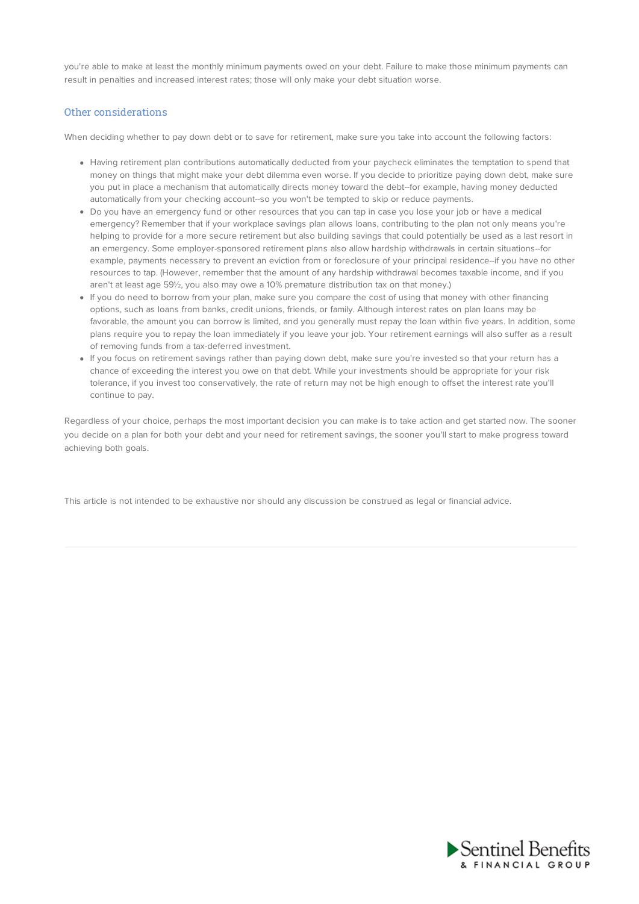you're able to make at least the monthly minimum payments owed on your debt. Failure to make those minimum payments can result in penalties and increased interest rates; those will only make your debt situation worse.

## Other considerations

When deciding whether to pay down debt or to save for retirement, make sure you take into account the following factors:

- Having retirement plan contributions automatically deducted from your paycheck eliminates the temptation to spend that money on things that might make your debt dilemma even worse. If you decide to prioritize paying down debt, make sure you put in place a mechanism that automatically directs money toward the debt--for example, having money deducted automatically from your checking account--so you won't be tempted to skip or reduce payments.
- Do you have an emergency fund or other resources that you can tap in case you lose your job or have a medical emergency? Remember that if your workplace savings plan allows loans, contributing to the plan not only means you're helping to provide for a more secure retirement but also building savings that could potentially be used as a last resort in an emergency. Some employer-sponsored retirement plans also allow hardship withdrawals in certain situations--for example, payments necessary to prevent an eviction from or foreclosure of your principal residence--if you have no other resources to tap. (However, remember that the amount of any hardship withdrawal becomes taxable income, and if you aren't at least age 59½, you also may owe a 10% premature distribution tax on that money.)
- If you do need to borrow from your plan, make sure you compare the cost of using that money with other financing options, such as loans from banks, credit unions, friends, or family. Although interest rates on plan loans may be favorable, the amount you can borrow is limited, and you generally must repay the loan within five years. In addition, some plans require you to repay the loan immediately if you leave your job. Your retirement earnings will also suffer as a result of removing funds from a tax-deferred investment.
- If you focus on retirement savings rather than paying down debt, make sure you're invested so that your return has a chance of exceeding the interest you owe on that debt. While your investments should be appropriate for your risk tolerance, if you invest too conservatively, the rate of return may not be high enough to offset the interest rate you'll continue to pay.

Regardless of your choice, perhaps the most important decision you can make is to take action and get started now. The sooner you decide on a plan for both your debt and your need for retirement savings, the sooner you'll start to make progress toward achieving both goals.

This article is not intended to be exhaustive nor should any discussion be construed as legal or financial advice.

Sentinel Benefits & FINANCIAL GROUP